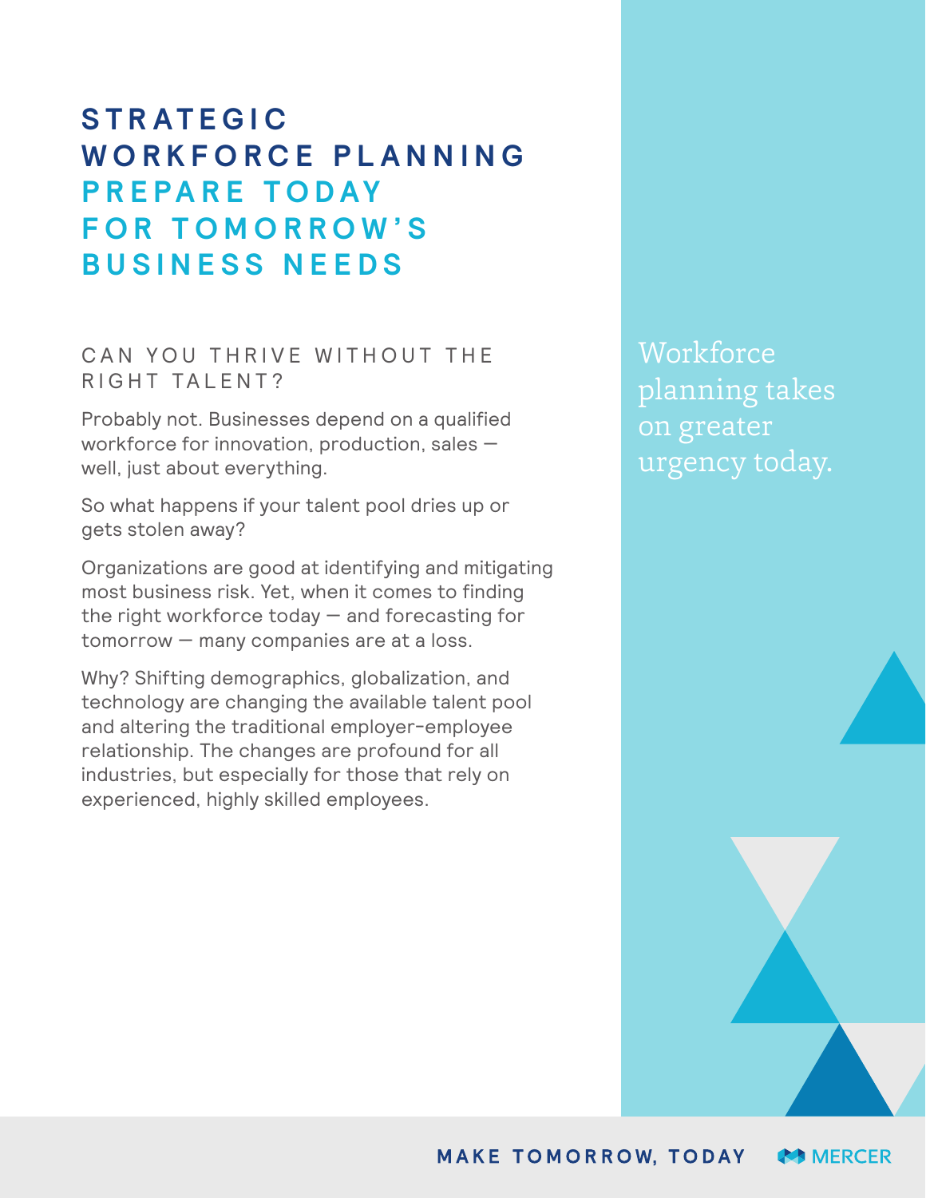# STRATEGIC WORKFORCE PLANNING

## PREPARE TODAY FOR TOMORROW'S BUSINESS NEEDS

### CAN YOU THRIVE WITHOUT THE RIGHT TALENT?

Probably not. Businesses depend on a qualified workforce for innovation, production, sales — well, just about everything.

So what happens if your talent pool dries up or gets stolen away?

Organizations are good at identifying and mitigating most business risk. Yet, when it comes to finding the right workforce today — and forecasting for tomorrow — many companies are at a loss.

Why? Shifting demographics, globalization, and technology are changing the available talent pool and altering the traditional employer-employee relationship. The changes are profound for all industries, but especially for those that rely on experienced, highly skilled employees.

Workforce planning takes on greater urgency today.

MAKE TOMORROW, TODAY

MERCER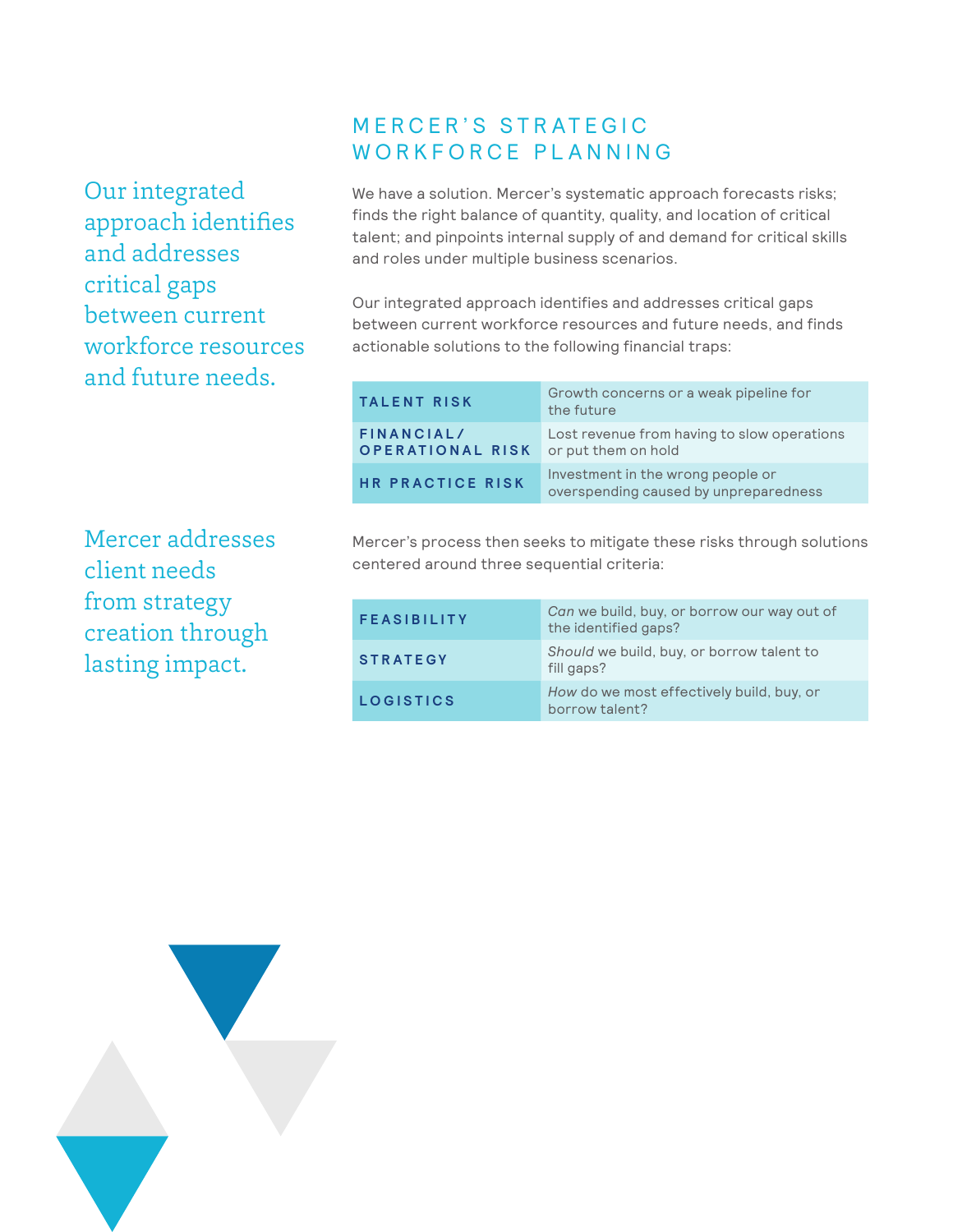Our integrated approach identifies and addresses critical gaps between current workforce resources and future needs.

## MERCER'S STRATEGIC WORKFORCE PLANNING

We have a solution. Mercer's systematic approach forecasts risks; finds the right balance of quantity, quality, and location of critical talent; and pinpoints internal supply of and demand for critical skills and roles under multiple business scenarios.

Our integrated approach identifies and addresses critical gaps between current workforce resources and future needs, and finds actionable solutions to the following financial traps:

| | |
|---|---|
| **TALENT RISK** | Growth concerns or a weak pipeline for the future |
| **FINANCIAL/ OPERATIONAL RISK** | Lost revenue from having to slow operations or put them on hold |
| **HR PRACTICE RISK** | Investment in the wrong people or overspending caused by unpreparedness |

Mercer addresses client needs from strategy creation through lasting impact.

Mercer's process then seeks to mitigate these risks through solutions centered around three sequential criteria:

| | |
|---|---|
| **FEASIBILITY** | *Can* we build, buy, or borrow our way out of the identified gaps? |
| **STRATEGY** | *Should* we build, buy, or borrow talent to fill gaps? |
| **LOGISTICS** | *How* do we most effectively build, buy, or borrow talent? |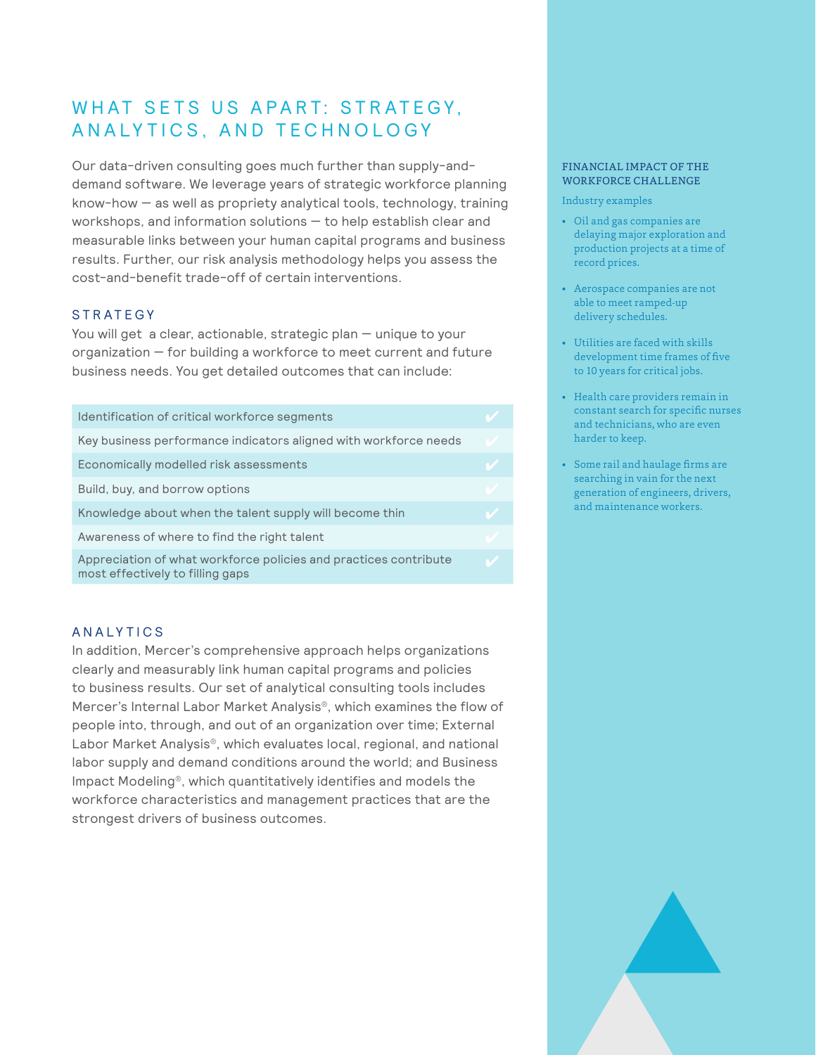## WHAT SETS US APART: STRATEGY, ANALYTICS, AND TECHNOLOGY

Our data-driven consulting goes much further than supply-and-demand software. We leverage years of strategic workforce planning know-how — as well as propriety analytical tools, technology, training workshops, and information solutions — to help establish clear and measurable links between your human capital programs and business results. Further, our risk analysis methodology helps you assess the cost-and-benefit trade-off of certain interventions.

### STRATEGY

You will get a clear, actionable, strategic plan — unique to your organization — for building a workforce to meet current and future business needs. You get detailed outcomes that can include:

| Outcome | |
|---|---|
| Identification of critical workforce segments | ✔ |
| Key business performance indicators aligned with workforce needs | ✔ |
| Economically modelled risk assessments | ✔ |
| Build, buy, and borrow options | ✔ |
| Knowledge about when the talent supply will become thin | ✔ |
| Awareness of where to find the right talent | ✔ |
| Appreciation of what workforce policies and practices contribute most effectively to filling gaps | ✔ |

### ANALYTICS

In addition, Mercer's comprehensive approach helps organizations clearly and measurably link human capital programs and policies to business results. Our set of analytical consulting tools includes Mercer's Internal Labor Market Analysis®, which examines the flow of people into, through, and out of an organization over time; External Labor Market Analysis®, which evaluates local, regional, and national labor supply and demand conditions around the world; and Business Impact Modeling®, which quantitatively identifies and models the workforce characteristics and management practices that are the strongest drivers of business outcomes.

#### FINANCIAL IMPACT OF THE WORKFORCE CHALLENGE

Industry examples

- Oil and gas companies are delaying major exploration and production projects at a time of record prices.
- Aerospace companies are not able to meet ramped-up delivery schedules.
- Utilities are faced with skills development time frames of five to 10 years for critical jobs.
- Health care providers remain in constant search for specific nurses and technicians, who are even harder to keep.
- Some rail and haulage firms are searching in vain for the next generation of engineers, drivers, and maintenance workers.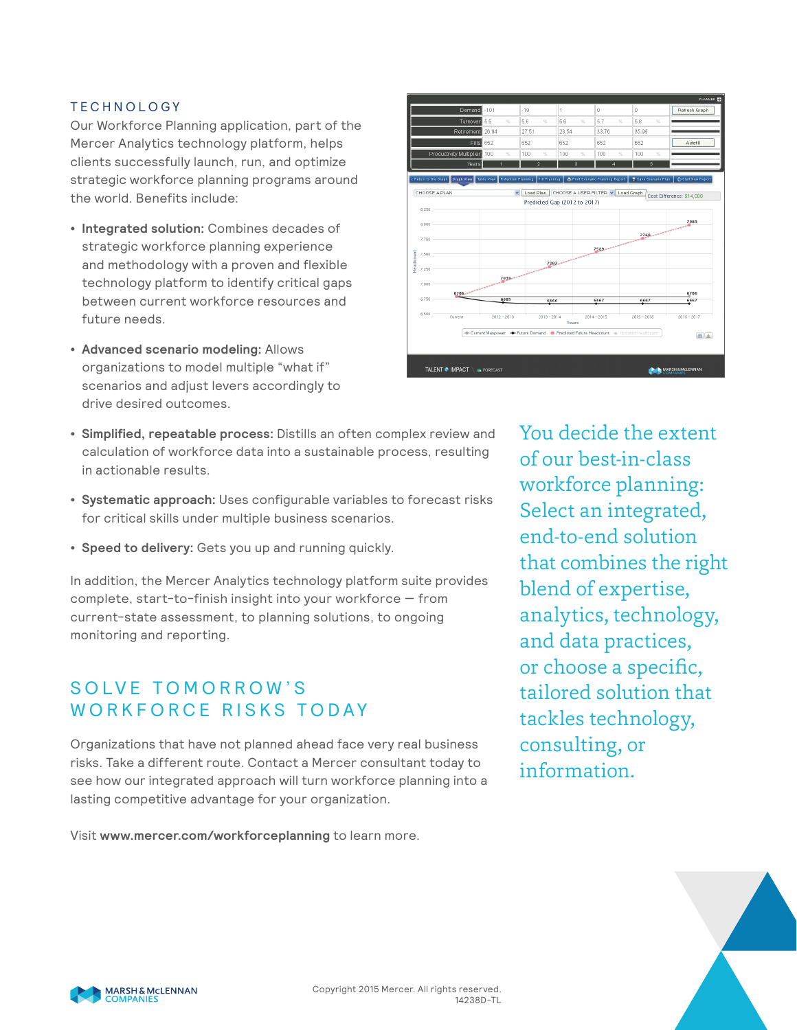## TECHNOLOGY

Our Workforce Planning application, part of the Mercer Analytics technology platform, helps clients successfully launch, run, and optimize strategic workforce planning programs around the world. Benefits include:

- **Integrated solution:** Combines decades of strategic workforce planning experience and methodology with a proven and flexible technology platform to identify critical gaps between current workforce resources and future needs.
- **Advanced scenario modeling:** Allows organizations to model multiple "what if" scenarios and adjust levers accordingly to drive desired outcomes.
- **Simplified, repeatable process:** Distills an often complex review and calculation of workforce data into a sustainable process, resulting in actionable results.
- **Systematic approach:** Uses configurable variables to forecast risks for critical skills under multiple business scenarios.
- **Speed to delivery:** Gets you up and running quickly.

In addition, the Mercer Analytics technology platform suite provides complete, start-to-finish insight into your workforce — from current-state assessment, to planning solutions, to ongoing monitoring and reporting.

You decide the extent of our best-in-class workforce planning: Select an integrated, end-to-end solution that combines the right blend of expertise, analytics, technology, and data practices, or choose a specific, tailored solution that tackles technology, consulting, or information.

## SOLVE TOMORROW'S WORKFORCE RISKS TODAY

Organizations that have not planned ahead face very real business risks. Take a different route. Contact a Mercer consultant today to see how our integrated approach will turn workforce planning into a lasting competitive advantage for your organization.

Visit **www.mercer.com/workforceplanning** to learn more.

MARSH & McLENNAN COMPANIES

Copyright 2015 Mercer. All rights reserved.
14238D-TL